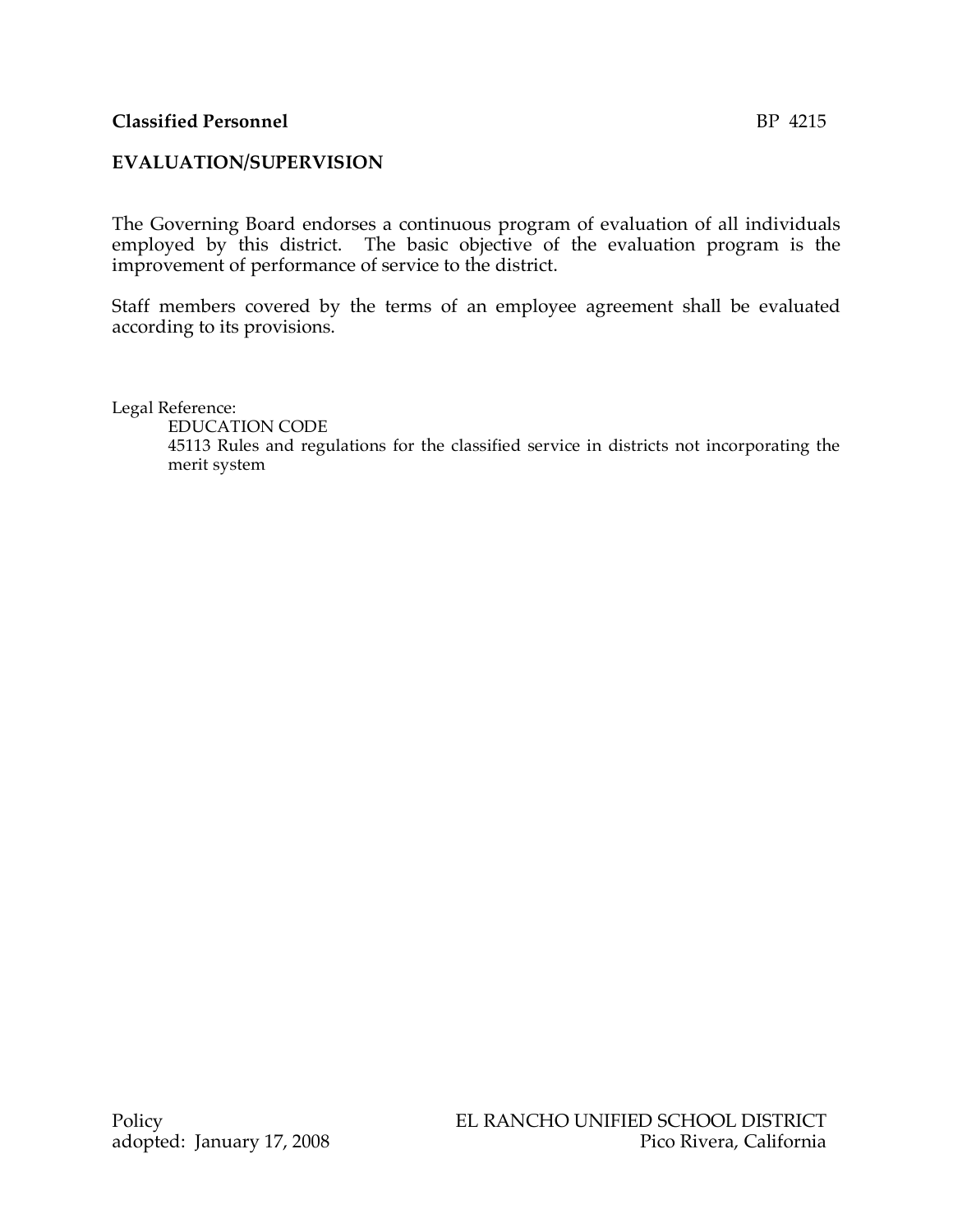**Classified Personnel** BP 4215

## EVALUATION/SUPERVISION

The Governing Board endorses a continuous program of evaluation of all individuals employed by this district. The basic objective of the evaluation program is the improvement of performance of service to the district.

Staff members covered by the terms of an employee agreement shall be evaluated according to its provisions.

Legal Reference:

EDUCATION CODE

45113 Rules and regulations for the classified service in districts not incorporating the merit system

Policy
adopted: January 17, 2008

EL RANCHO UNIFIED SCHOOL DISTRICT
Pico Rivera, California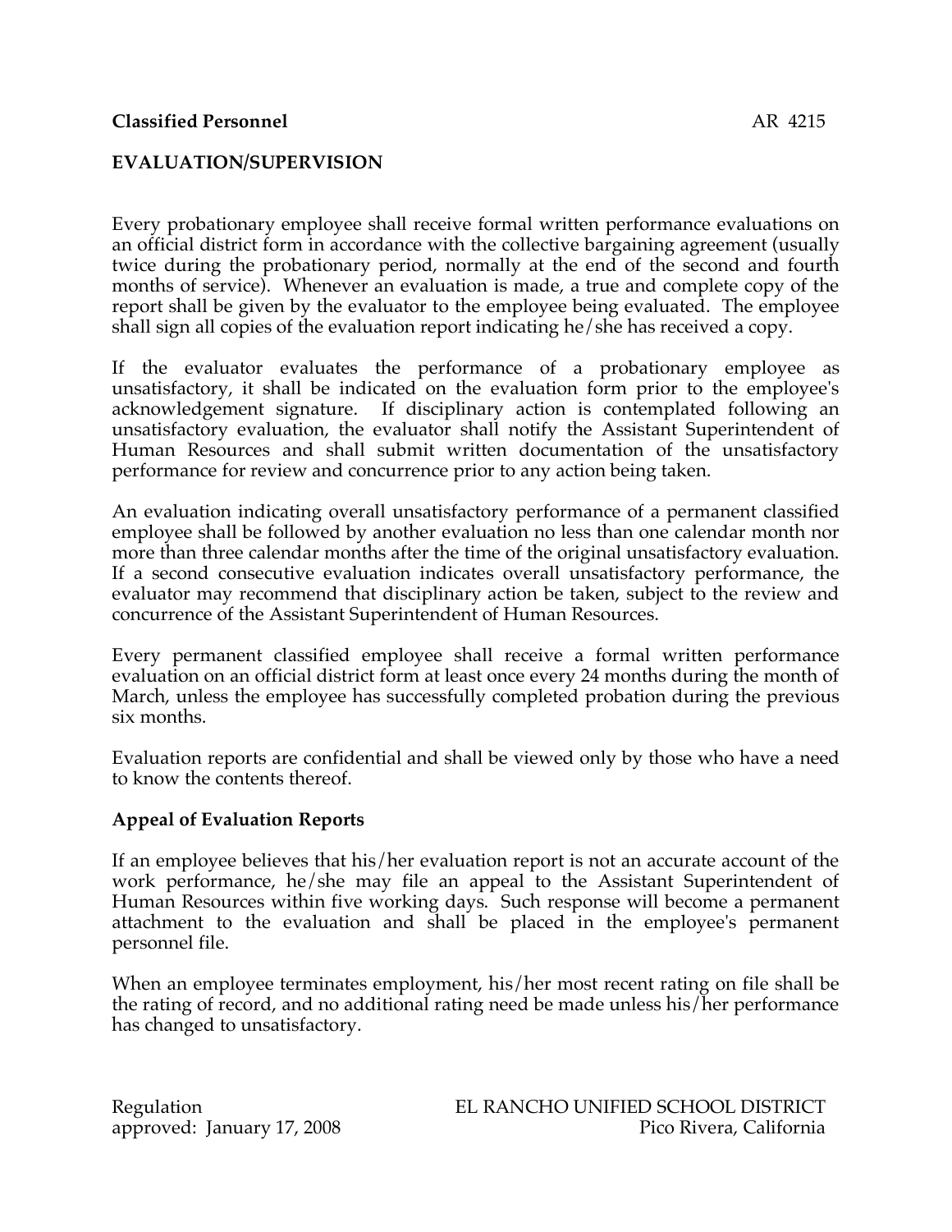**Classified Personnel** AR 4215

**EVALUATION/SUPERVISION**

Every probationary employee shall receive formal written performance evaluations on an official district form in accordance with the collective bargaining agreement (usually twice during the probationary period, normally at the end of the second and fourth months of service). Whenever an evaluation is made, a true and complete copy of the report shall be given by the evaluator to the employee being evaluated. The employee shall sign all copies of the evaluation report indicating he/she has received a copy.

If the evaluator evaluates the performance of a probationary employee as unsatisfactory, it shall be indicated on the evaluation form prior to the employee's acknowledgement signature. If disciplinary action is contemplated following an unsatisfactory evaluation, the evaluator shall notify the Assistant Superintendent of Human Resources and shall submit written documentation of the unsatisfactory performance for review and concurrence prior to any action being taken.

An evaluation indicating overall unsatisfactory performance of a permanent classified employee shall be followed by another evaluation no less than one calendar month nor more than three calendar months after the time of the original unsatisfactory evaluation. If a second consecutive evaluation indicates overall unsatisfactory performance, the evaluator may recommend that disciplinary action be taken, subject to the review and concurrence of the Assistant Superintendent of Human Resources.

Every permanent classified employee shall receive a formal written performance evaluation on an official district form at least once every 24 months during the month of March, unless the employee has successfully completed probation during the previous six months.

Evaluation reports are confidential and shall be viewed only by those who have a need to know the contents thereof.

**Appeal of Evaluation Reports**

If an employee believes that his/her evaluation report is not an accurate account of the work performance, he/she may file an appeal to the Assistant Superintendent of Human Resources within five working days. Such response will become a permanent attachment to the evaluation and shall be placed in the employee's permanent personnel file.

When an employee terminates employment, his/her most recent rating on file shall be the rating of record, and no additional rating need be made unless his/her performance has changed to unsatisfactory.

Regulation
approved: January 17, 2008

EL RANCHO UNIFIED SCHOOL DISTRICT
Pico Rivera, California